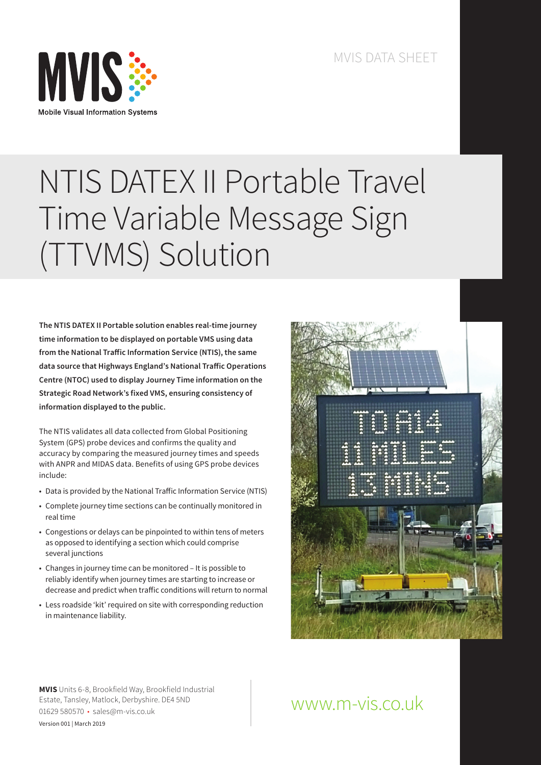MVIS

Mobile Visual Information Systems

MVIS DATA SHEET

# NTIS DATEX II Portable Travel Time Variable Message Sign (TTVMS) Solution

**The NTIS DATEX II Portable solution enables real-time journey time information to be displayed on portable VMS using data from the National Traffic Information Service (NTIS), the same data source that Highways England's National Traffic Operations Centre (NTOC) used to display Journey Time information on the Strategic Road Network's fixed VMS, ensuring consistency of information displayed to the public.**

The NTIS validates all data collected from Global Positioning System (GPS) probe devices and confirms the quality and accuracy by comparing the measured journey times and speeds with ANPR and MIDAS data. Benefits of using GPS probe devices include:

- Data is provided by the National Traffic Information Service (NTIS)
- Complete journey time sections can be continually monitored in real time
- Congestions or delays can be pinpointed to within tens of meters as opposed to identifying a section which could comprise several junctions
- Changes in journey time can be monitored – It is possible to reliably identify when journey times are starting to increase or decrease and predict when traffic conditions will return to normal
- Less roadside 'kit' required on site with corresponding reduction in maintenance liability.

**MVIS** Units 6-8, Brookfield Way, Brookfield Industrial Estate, Tansley, Matlock, Derbyshire. DE4 5ND
01629 580570 • sales@m-vis.co.uk
Version 001 | March 2019

www.m-vis.co.uk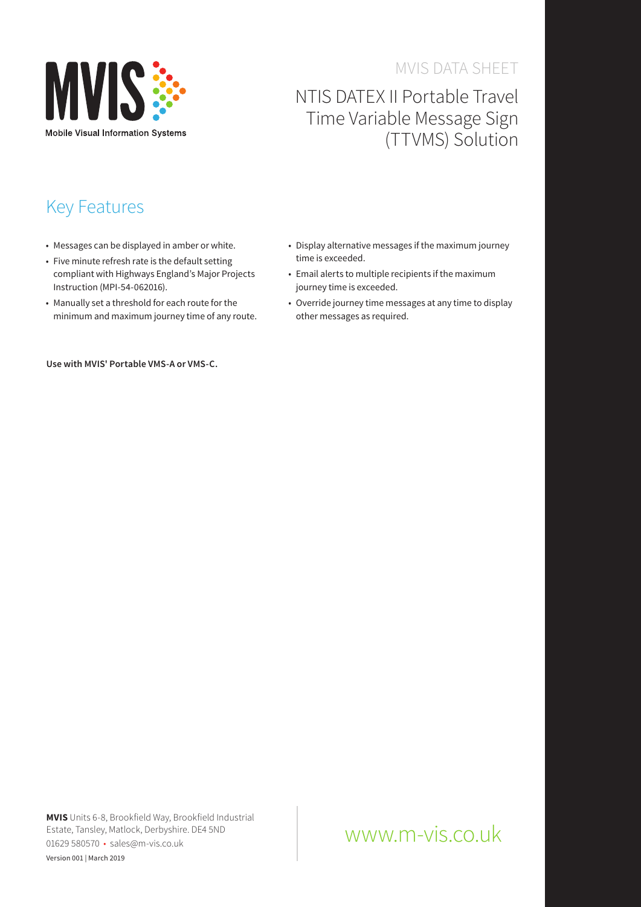MVIS

Mobile Visual Information Systems

MVIS DATA SHEET

# NTIS DATEX II Portable Travel Time Variable Message Sign (TTVMS) Solution

## Key Features

- Messages can be displayed in amber or white.
- Five minute refresh rate is the default setting compliant with Highways England's Major Projects Instruction (MPI-54-062016).
- Manually set a threshold for each route for the minimum and maximum journey time of any route.
- Display alternative messages if the maximum journey time is exceeded.
- Email alerts to multiple recipients if the maximum journey time is exceeded.
- Override journey time messages at any time to display other messages as required.

**Use with MVIS' Portable VMS-A or VMS-C.**

**MVIS** Units 6-8, Brookfield Way, Brookfield Industrial Estate, Tansley, Matlock, Derbyshire. DE4 5ND
01629 580570 • sales@m-vis.co.uk
Version 001 | March 2019

www.m-vis.co.uk